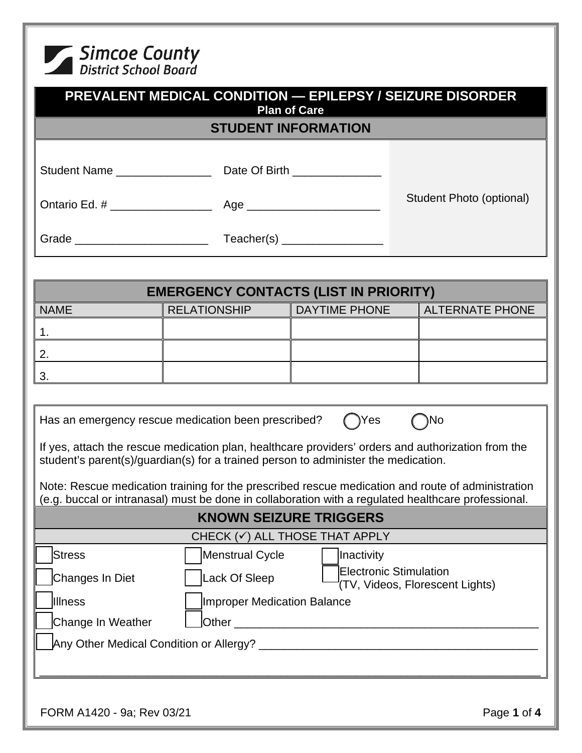Simcoe County District School Board

# PREVALENT MEDICAL CONDITION — EPILEPSY / SEIZURE DISORDER

**Plan of Care**

## STUDENT INFORMATION

Student Name _______________ Date Of Birth ______________

Ontario Ed. # ________________ Age _____________________

Grade _____________________ Teacher(s) ________________

Student Photo (optional)

## EMERGENCY CONTACTS (LIST IN PRIORITY)

| NAME | RELATIONSHIP | DAYTIME PHONE | ALTERNATE PHONE |
|---|---|---|---|
| 1. | | | |
| 2. | | | |
| 3. | | | |

Has an emergency rescue medication been prescribed? ◯ Yes ◯ No

If yes, attach the rescue medication plan, healthcare providers' orders and authorization from the student's parent(s)/guardian(s) for a trained person to administer the medication.

Note: Rescue medication training for the prescribed rescue medication and route of administration (e.g. buccal or intranasal) must be done in collaboration with a regulated healthcare professional.

## KNOWN SEIZURE TRIGGERS

CHECK (✓) ALL THOSE THAT APPLY

- ☐ Stress
- ☐ Menstrual Cycle
- ☐ Inactivity
- ☐ Changes In Diet
- ☐ Lack Of Sleep
- ☐ Electronic Stimulation (TV, Videos, Florescent Lights)
- ☐ Illness
- ☐ Improper Medication Balance
- ☐ Change In Weather
- ☐ Other _______________________________________________
- ☐ Any Other Medical Condition or Allergy? ___________________________________________

_______________________________________________________________________________

FORM A1420 - 9a; Rev 03/21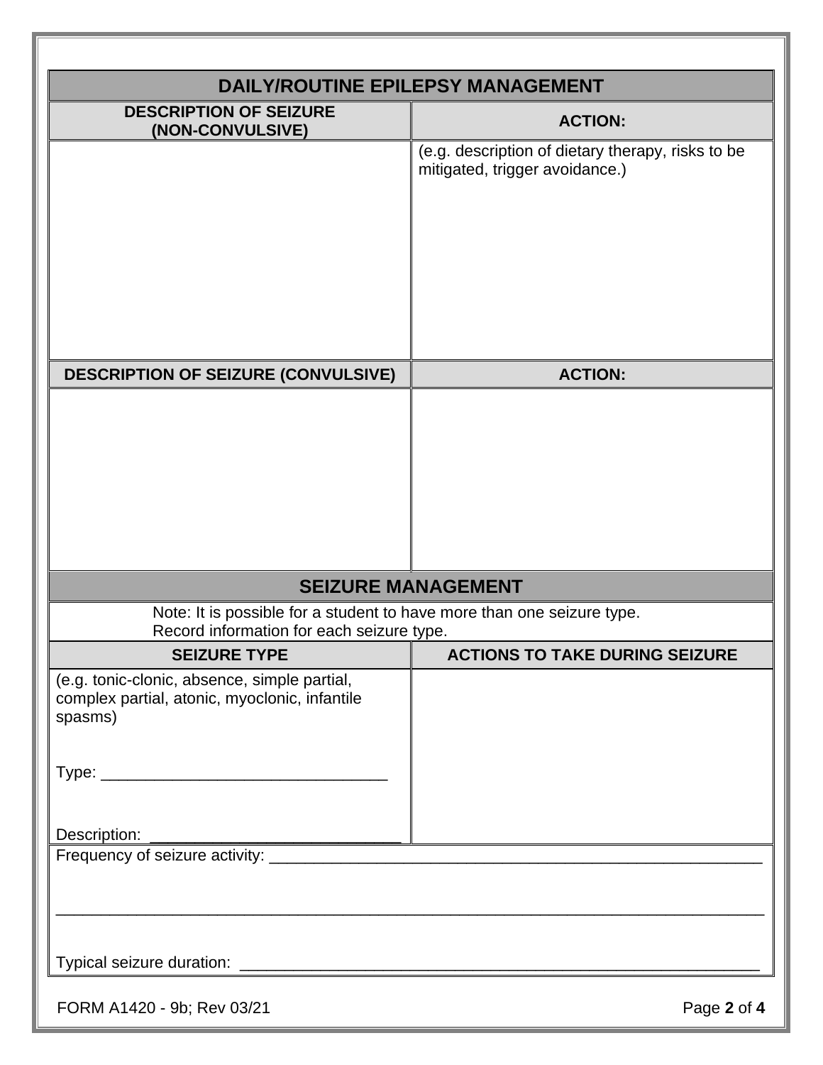## DAILY/ROUTINE EPILEPSY MANAGEMENT

| DESCRIPTION OF SEIZURE (NON-CONVULSIVE) | ACTION: |
|---|---|
| | (e.g. description of dietary therapy, risks to be mitigated, trigger avoidance.) |

| DESCRIPTION OF SEIZURE (CONVULSIVE) | ACTION: |
|---|---|
| | |

## SEIZURE MANAGEMENT

Note: It is possible for a student to have more than one seizure type.
Record information for each seizure type.

| SEIZURE TYPE | ACTIONS TO TAKE DURING SEIZURE |
|---|---|
| (e.g. tonic-clonic, absence, simple partial, complex partial, atonic, myoclonic, infantile spasms)<br><br>Type: ________________________________<br><br>Description: ____________________________ | |

Frequency of seizure activity: ___________________________________________________________

_____________________________________________________________________________

Typical seizure duration: _____________________________________________________________

FORM A1420 - 9b; Rev 03/21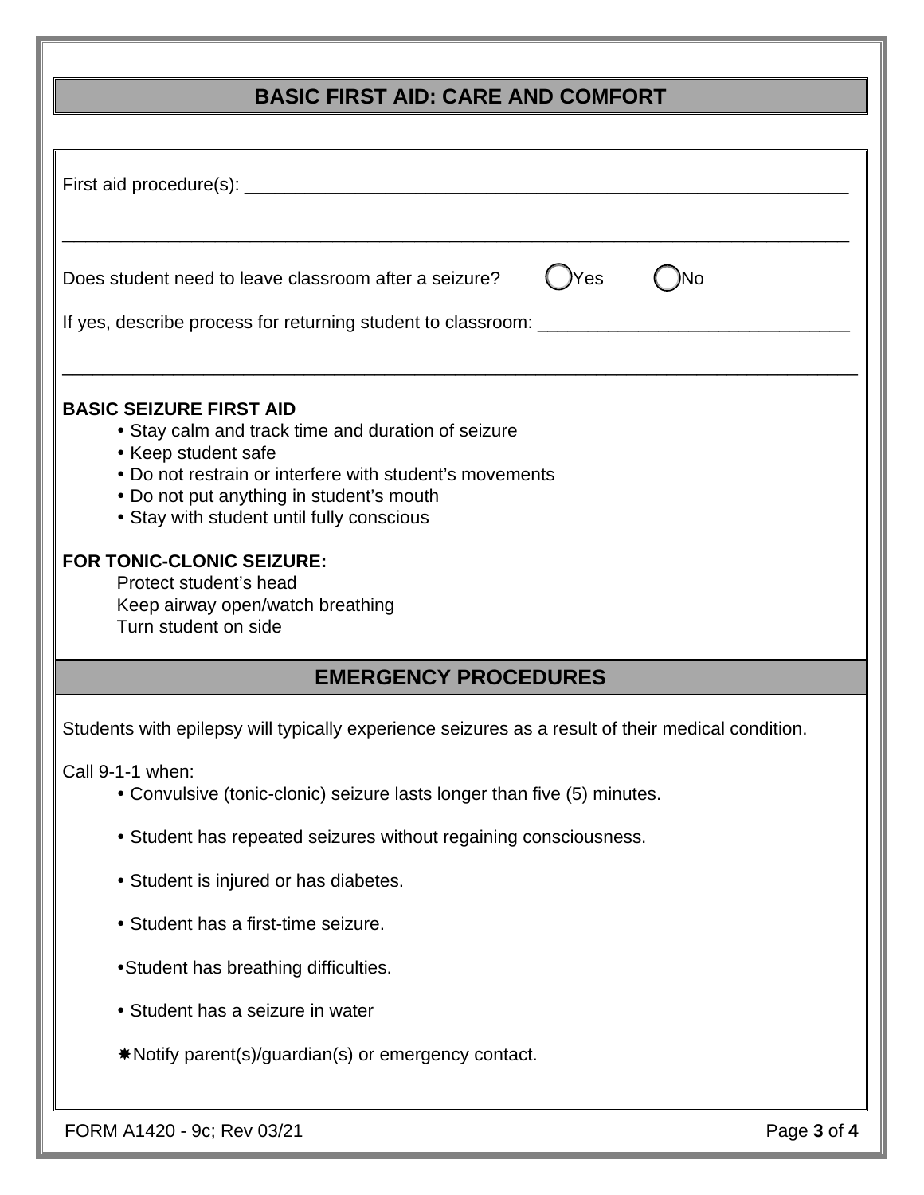## BASIC FIRST AID: CARE AND COMFORT

First aid procedure(s): ____________________________________________________________

________________________________________________________________________________

Does student need to leave classroom after a seizure? ◯ Yes ◯ No

If yes, describe process for returning student to classroom: ______________________________

________________________________________________________________________________

**BASIC SEIZURE FIRST AID**

- Stay calm and track time and duration of seizure
- Keep student safe
- Do not restrain or interfere with student's movements
- Do not put anything in student's mouth
- Stay with student until fully conscious

**FOR TONIC-CLONIC SEIZURE:**

Protect student's head
Keep airway open/watch breathing
Turn student on side

## EMERGENCY PROCEDURES

Students with epilepsy will typically experience seizures as a result of their medical condition.

Call 9-1-1 when:

- Convulsive (tonic-clonic) seizure lasts longer than five (5) minutes.
- Student has repeated seizures without regaining consciousness.
- Student is injured or has diabetes.
- Student has a first-time seizure.
- Student has breathing difficulties.
- Student has a seizure in water

✸Notify parent(s)/guardian(s) or emergency contact.

FORM A1420 - 9c; Rev 03/21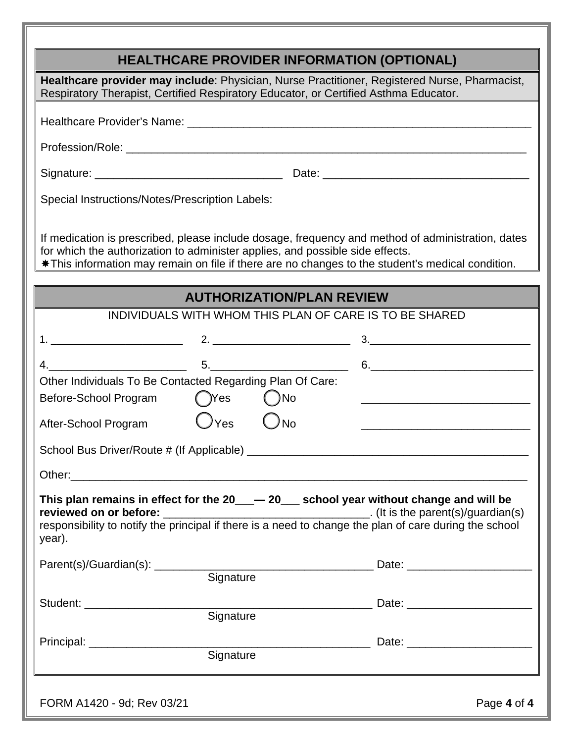## HEALTHCARE PROVIDER INFORMATION (OPTIONAL)

**Healthcare provider may include**: Physician, Nurse Practitioner, Registered Nurse, Pharmacist, Respiratory Therapist, Certified Respiratory Educator, or Certified Asthma Educator.

Healthcare Provider's Name: ______________________________________________________

Profession/Role: ______________________________________________________________

Signature: ______________________________ Date: _________________________________

Special Instructions/Notes/Prescription Labels:

If medication is prescribed, please include dosage, frequency and method of administration, dates for which the authorization to administer applies, and possible side effects.

✱This information may remain on file if there are no changes to the student's medical condition.

## AUTHORIZATION/PLAN REVIEW

INDIVIDUALS WITH WHOM THIS PLAN OF CARE IS TO BE SHARED

1. ______________________ 2. _______________________ 3.___________________________

4.______________________ 5.______________________ 6.___________________________

Other Individuals To Be Contacted Regarding Plan Of Care:

Before-School Program ◯ Yes ◯ No ___________________________

After-School Program ◯ Yes ◯ No ___________________________

School Bus Driver/Route # (If Applicable) ______________________________________________

Other:_____________________________________________________________________________

**This plan remains in effect for the 20\_\_\_— 20\_\_\_ school year without change and will be reviewed on or before:** _________________________________. (It is the parent(s)/guardian(s) responsibility to notify the principal if there is a need to change the plan of care during the school year).

Parent(s)/Guardian(s): ___________________________________ Date: ____________________
Signature

Student: _____________________________________________ Date: ____________________
Signature

Principal: ____________________________________________ Date: ____________________
Signature

FORM A1420 - 9d; Rev 03/21